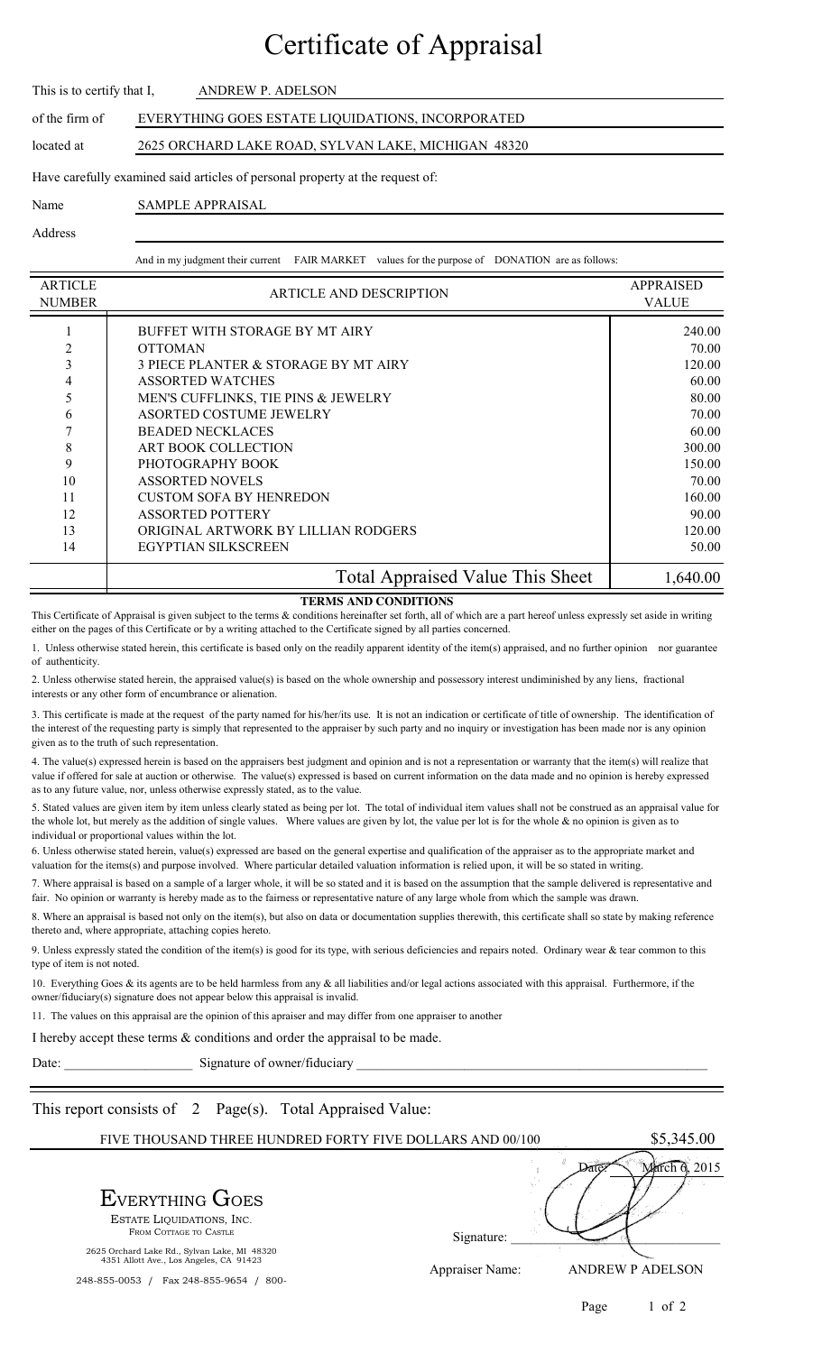# Certificate of Appraisal

This is to certify that I, ANDREW P. ADELSON

of the firm of EVERYTHING GOES ESTATE LIQUIDATIONS, INCORPORATED

located at 2625 ORCHARD LAKE ROAD, SYLVAN LAKE, MICHIGAN 48320

Have carefully examined said articles of personal property at the request of:

Name SAMPLE APPRAISAL

Address

And in my judgment their current FAIR MARKET values for the purpose of DONATION are as follows:

| ARTICLE NUMBER | ARTICLE AND DESCRIPTION | APPRAISED VALUE |
|---|---|---|
| 1 | BUFFET WITH STORAGE BY MT AIRY | 240.00 |
| 2 | OTTOMAN | 70.00 |
| 3 | 3 PIECE PLANTER & STORAGE BY MT AIRY | 120.00 |
| 4 | ASSORTED WATCHES | 60.00 |
| 5 | MEN'S CUFFLINKS, TIE PINS & JEWELRY | 80.00 |
| 6 | ASORTED COSTUME JEWELRY | 70.00 |
| 7 | BEADED NECKLACES | 60.00 |
| 8 | ART BOOK COLLECTION | 300.00 |
| 9 | PHOTOGRAPHY BOOK | 150.00 |
| 10 | ASSORTED NOVELS | 70.00 |
| 11 | CUSTOM SOFA BY HENREDON | 160.00 |
| 12 | ASSORTED POTTERY | 90.00 |
| 13 | ORIGINAL ARTWORK BY LILLIAN RODGERS | 120.00 |
| 14 | EGYPTIAN SILKSCREEN | 50.00 |
| | Total Appraised Value This Sheet | 1,640.00 |

**TERMS AND CONDITIONS**

This Certificate of Appraisal is given subject to the terms & conditions hereinafter set forth, all of which are a part hereof unless expressly set aside in writing either on the pages of this Certificate or by a writing attached to the Certificate signed by all parties concerned.

1. Unless otherwise stated herein, this certificate is based only on the readily apparent identity of the item(s) appraised, and no further opinion nor guarantee of authenticity.

2. Unless otherwise stated herein, the appraised value(s) is based on the whole ownership and possessory interest undiminished by any liens, fractional interests or any other form of encumbrance or alienation.

3. This certificate is made at the request of the party named for his/her/its use. It is not an indication or certificate of title of ownership. The identification of the interest of the requesting party is simply that represented to the appraiser by such party and no inquiry or investigation has been made nor is any opinion given as to the truth of such representation.

4. The value(s) expressed herein is based on the appraisers best judgment and opinion and is not a representation or warranty that the item(s) will realize that value if offered for sale at auction or otherwise. The value(s) expressed is based on current information on the data made and no opinion is hereby expressed as to any future value, nor, unless otherwise expressly stated, as to the value.

5. Stated values are given item by item unless clearly stated as being per lot. The total of individual item values shall not be construed as an appraisal value for the whole lot, but merely as the addition of single values. Where values are given by lot, the value per lot is for the whole & no opinion is given as to individual or proportional values within the lot.

6. Unless otherwise stated herein, value(s) expressed are based on the general expertise and qualification of the appraiser as to the appropriate market and valuation for the items(s) and purpose involved. Where particular detailed valuation information is relied upon, it will be so stated in writing.

7. Where appraisal is based on a sample of a larger whole, it will be so stated and it is based on the assumption that the sample delivered is representative and fair. No opinion or warranty is hereby made as to the fairness or representative nature of any large whole from which the sample was drawn.

8. Where an appraisal is based not only on the item(s), but also on data or documentation supplies therewith, this certificate shall so state by making reference thereto and, where appropriate, attaching copies hereto.

9. Unless expressly stated the condition of the item(s) is good for its type, with serious deficiencies and repairs noted. Ordinary wear & tear common to this type of item is not noted.

10. Everything Goes & its agents are to be held harmless from any & all liabilities and/or legal actions associated with this appraisal. Furthermore, if the owner/fiduciary(s) signature does not appear below this appraisal is invalid.

11. The values on this appraisal are the opinion of this appraiser and may differ from one appraiser to another

I hereby accept these terms & conditions and order the appraisal to be made.

Date: ____________ Signature of owner/fiduciary ____________________________

This report consists of 2 Page(s). Total Appraised Value:

FIVE THOUSAND THREE HUNDRED FORTY FIVE DOLLARS AND 00/100 $5,345.00

Date: March 6, 2015

**EVERYTHING GOES**
ESTATE LIQUIDATIONS, INC.
FROM COTTAGE TO CASTLE

2625 Orchard Lake Rd., Sylvan Lake, MI 48320
4351 Allott Ave., Los Angeles, CA 91423

248-855-0053 / Fax 248-855-9654 / 800-

Signature: ____________

Appraiser Name: ANDREW P ADELSON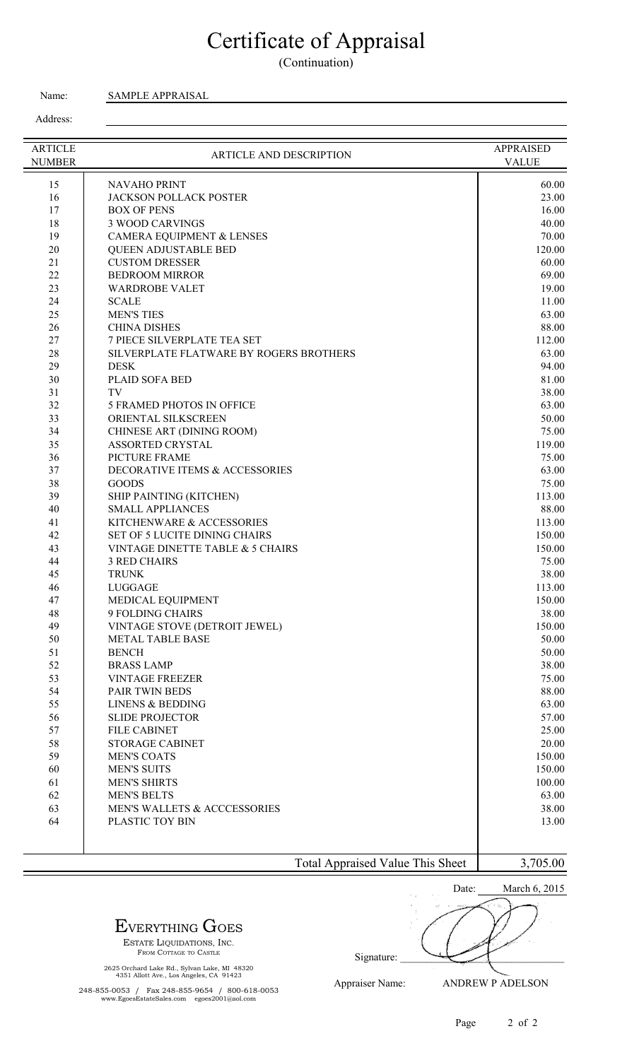# Certificate of Appraisal

(Continuation)

Name: SAMPLE APPRAISAL

Address:

| ARTICLE NUMBER | ARTICLE AND DESCRIPTION | APPRAISED VALUE |
|---|---|---|
| 15 | NAVAHO PRINT | 60.00 |
| 16 | JACKSON POLLACK POSTER | 23.00 |
| 17 | BOX OF PENS | 16.00 |
| 18 | 3 WOOD CARVINGS | 40.00 |
| 19 | CAMERA EQUIPMENT & LENSES | 70.00 |
| 20 | QUEEN ADJUSTABLE BED | 120.00 |
| 21 | CUSTOM DRESSER | 60.00 |
| 22 | BEDROOM MIRROR | 69.00 |
| 23 | WARDROBE VALET | 19.00 |
| 24 | SCALE | 11.00 |
| 25 | MEN'S TIES | 63.00 |
| 26 | CHINA DISHES | 88.00 |
| 27 | 7 PIECE SILVERPLATE TEA SET | 112.00 |
| 28 | SILVERPLATE FLATWARE BY ROGERS BROTHERS | 63.00 |
| 29 | DESK | 94.00 |
| 30 | PLAID SOFA BED | 81.00 |
| 31 | TV | 38.00 |
| 32 | 5 FRAMED PHOTOS IN OFFICE | 63.00 |
| 33 | ORIENTAL SILKSCREEN | 50.00 |
| 34 | CHINESE ART (DINING ROOM) | 75.00 |
| 35 | ASSORTED CRYSTAL | 119.00 |
| 36 | PICTURE FRAME | 75.00 |
| 37 | DECORATIVE ITEMS & ACCESSORIES | 63.00 |
| 38 | GOODS | 75.00 |
| 39 | SHIP PAINTING (KITCHEN) | 113.00 |
| 40 | SMALL APPLIANCES | 88.00 |
| 41 | KITCHENWARE & ACCESSORIES | 113.00 |
| 42 | SET OF 5 LUCITE DINING CHAIRS | 150.00 |
| 43 | VINTAGE DINETTE TABLE & 5 CHAIRS | 150.00 |
| 44 | 3 RED CHAIRS | 75.00 |
| 45 | TRUNK | 38.00 |
| 46 | LUGGAGE | 113.00 |
| 47 | MEDICAL EQUIPMENT | 150.00 |
| 48 | 9 FOLDING CHAIRS | 38.00 |
| 49 | VINTAGE STOVE (DETROIT JEWEL) | 150.00 |
| 50 | METAL TABLE BASE | 50.00 |
| 51 | BENCH | 50.00 |
| 52 | BRASS LAMP | 38.00 |
| 53 | VINTAGE FREEZER | 75.00 |
| 54 | PAIR TWIN BEDS | 88.00 |
| 55 | LINENS & BEDDING | 63.00 |
| 56 | SLIDE PROJECTOR | 57.00 |
| 57 | FILE CABINET | 25.00 |
| 58 | STORAGE CABINET | 20.00 |
| 59 | MEN'S COATS | 150.00 |
| 60 | MEN'S SUITS | 150.00 |
| 61 | MEN'S SHIRTS | 100.00 |
| 62 | MEN'S BELTS | 63.00 |
| 63 | MEN'S WALLETS & ACCCESSORIES | 38.00 |
| 64 | PLASTIC TOY BIN | 13.00 |
| | Total Appraised Value This Sheet | 3,705.00 |

Date: March 6, 2015

Signature:

Appraiser Name: ANDREW P ADELSON

EVERYTHING GOES

ESTATE LIQUIDATIONS, INC.

FROM COTTAGE TO CASTLE

2625 Orchard Lake Rd., Sylvan Lake, MI 48320
4351 Allott Ave., Los Angeles, CA 91423

248-855-0053 / Fax 248-855-9654 / 800-618-0053
www.EgoesEstateSales.com egoes2001@aol.com